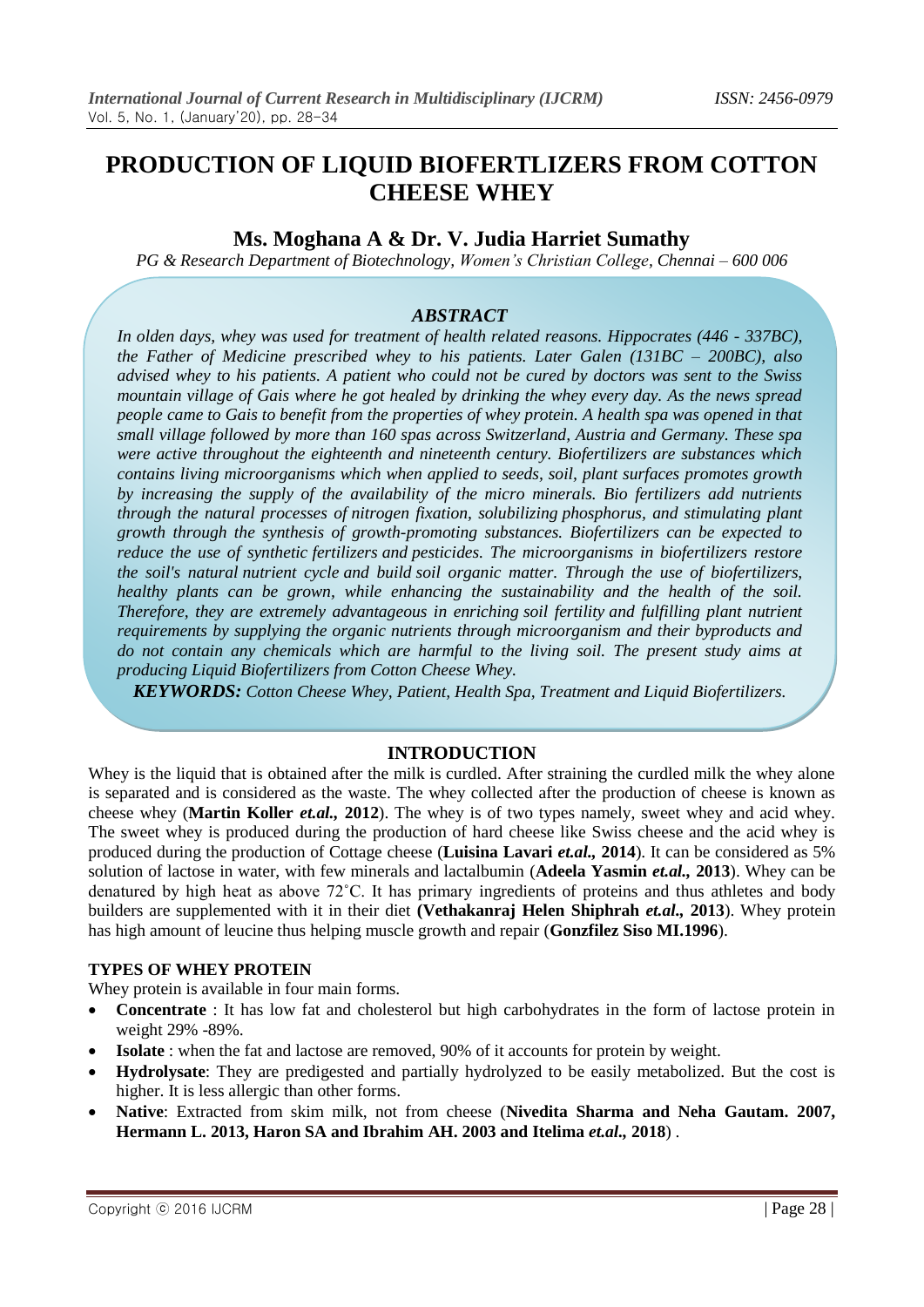# PRODUCTION OF LIQUID BIOFERTLIZERS FROM COTTON CHEESE WHEY

## Ms. Moghana A & Dr. V. Judia Harriet Sumathy

*PG & Research Department of Biotechnology, Women's Christian College, Chennai – 600 006*

### *ABSTRACT*

*In olden days, whey was used for treatment of health related reasons. Hippocrates (446 - 337BC), the Father of Medicine prescribed whey to his patients. Later Galen (131BC – 200BC), also advised whey to his patients. A patient who could not be cured by doctors was sent to the Swiss mountain village of Gais where he got healed by drinking the whey every day. As the news spread people came to Gais to benefit from the properties of whey protein. A health spa was opened in that small village followed by more than 160 spas across Switzerland, Austria and Germany. These spa were active throughout the eighteenth and nineteenth century. Biofertilizers are substances which contains living microorganisms which when applied to seeds, soil, plant surfaces promotes growth by increasing the supply of the availability of the micro minerals. Bio fertilizers add nutrients through the natural processes of nitrogen fixation, solubilizing phosphorus, and stimulating plant growth through the synthesis of growth-promoting substances. Biofertilizers can be expected to reduce the use of synthetic fertilizers and pesticides. The microorganisms in biofertilizers restore the soil's natural nutrient cycle and build soil organic matter. Through the use of biofertilizers, healthy plants can be grown, while enhancing the sustainability and the health of the soil. Therefore, they are extremely advantageous in enriching soil fertility and fulfilling plant nutrient requirements by supplying the organic nutrients through microorganism and their byproducts and do not contain any chemicals which are harmful to the living soil. The present study aims at producing Liquid Biofertilizers from Cotton Cheese Whey.*

***KEYWORDS:*** *Cotton Cheese Whey, Patient, Health Spa, Treatment and Liquid Biofertilizers.*

## INTRODUCTION

Whey is the liquid that is obtained after the milk is curdled. After straining the curdled milk the whey alone is separated and is considered as the waste. The whey collected after the production of cheese is known as cheese whey (**Martin Koller *et.al.,* 2012**). The whey is of two types namely, sweet whey and acid whey. The sweet whey is produced during the production of hard cheese like Swiss cheese and the acid whey is produced during the production of Cottage cheese (**Luisina Lavari *et.al.,* 2014**). It can be considered as 5% solution of lactose in water, with few minerals and lactalbumin (**Adeela Yasmin *et.al.,* 2013**). Whey can be denatured by high heat as above 72˚C. It has primary ingredients of proteins and thus athletes and body builders are supplemented with it in their diet **(Vethakanraj Helen Shiphrah *et.al.,* 2013**). Whey protein has high amount of leucine thus helping muscle growth and repair (**Gonzfilez Siso MI.1996**).

### TYPES OF WHEY PROTEIN

Whey protein is available in four main forms.

- **Concentrate** : It has low fat and cholesterol but high carbohydrates in the form of lactose protein in weight 29% -89%.
- **Isolate** : when the fat and lactose are removed, 90% of it accounts for protein by weight.
- **Hydrolysate**: They are predigested and partially hydrolyzed to be easily metabolized. But the cost is higher. It is less allergic than other forms.
- **Native**: Extracted from skim milk, not from cheese (**Nivedita Sharma and Neha Gautam. 2007, Hermann L. 2013, Haron SA and Ibrahim AH. 2003 and Itelima *et.al.,* 2018**) .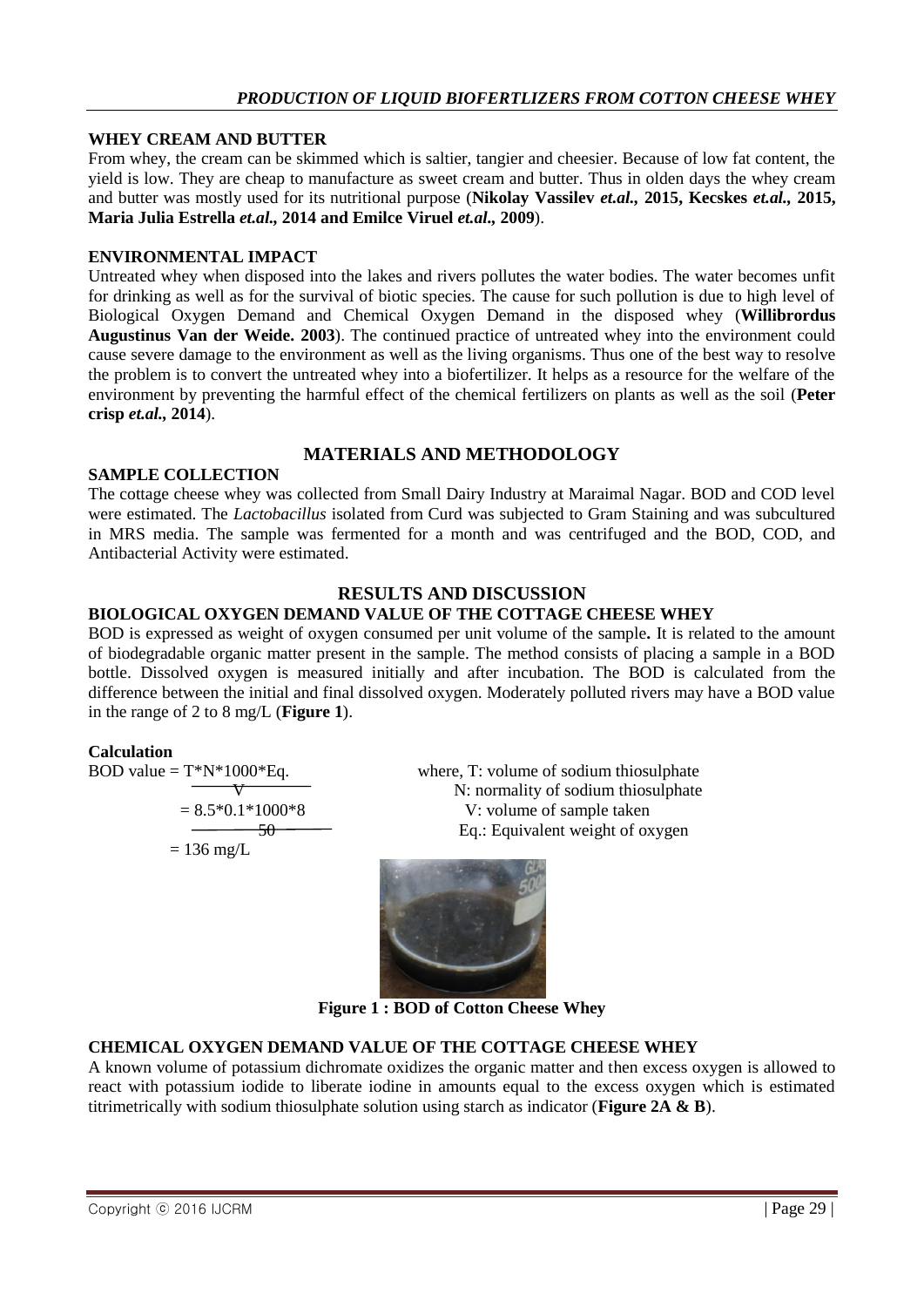### WHEY CREAM AND BUTTER

From whey, the cream can be skimmed which is saltier, tangier and cheesier. Because of low fat content, the yield is low. They are cheap to manufacture as sweet cream and butter. Thus in olden days the whey cream and butter was mostly used for its nutritional purpose (**Nikolay Vassilev *et.al.,* 2015, Kecskes *et.al.,* 2015, Maria Julia Estrella *et.al.,* 2014 and Emilce Viruel *et.al.,* 2009**).

### ENVIRONMENTAL IMPACT

Untreated whey when disposed into the lakes and rivers pollutes the water bodies. The water becomes unfit for drinking as well as for the survival of biotic species. The cause for such pollution is due to high level of Biological Oxygen Demand and Chemical Oxygen Demand in the disposed whey (**Willibrordus Augustinus Van der Weide. 2003**). The continued practice of untreated whey into the environment could cause severe damage to the environment as well as the living organisms. Thus one of the best way to resolve the problem is to convert the untreated whey into a biofertilizer. It helps as a resource for the welfare of the environment by preventing the harmful effect of the chemical fertilizers on plants as well as the soil (**Peter crisp *et.al.,* 2014**).

## MATERIALS AND METHODOLOGY

### SAMPLE COLLECTION

The cottage cheese whey was collected from Small Dairy Industry at Maraimal Nagar. BOD and COD level were estimated. The *Lactobacillus* isolated from Curd was subjected to Gram Staining and was subcultured in MRS media. The sample was fermented for a month and was centrifuged and the BOD, COD, and Antibacterial Activity were estimated.

## RESULTS AND DISCUSSION

### BIOLOGICAL OXYGEN DEMAND VALUE OF THE COTTAGE CHEESE WHEY

BOD is expressed as weight of oxygen consumed per unit volume of the sample**.** It is related to the amount of biodegradable organic matter present in the sample. The method consists of placing a sample in a BOD bottle. Dissolved oxygen is measured initially and after incubation. The BOD is calculated from the difference between the initial and final dissolved oxygen. Moderately polluted rivers may have a BOD value in the range of 2 to 8 mg/L (**Figure 1**).

**Calculation**

$$\text{BOD value} = \frac{T*N*1000*Eq.}{V} = \frac{8.5*0.1*1000*8}{50} = 136 \text{ mg/L}$$

where, T: volume of sodium thiosulphate
N: normality of sodium thiosulphate
V: volume of sample taken
Eq.: Equivalent weight of oxygen

**Figure 1 : BOD of Cotton Cheese Whey**

### CHEMICAL OXYGEN DEMAND VALUE OF THE COTTAGE CHEESE WHEY

A known volume of potassium dichromate oxidizes the organic matter and then excess oxygen is allowed to react with potassium iodide to liberate iodine in amounts equal to the excess oxygen which is estimated titrimetrically with sodium thiosulphate solution using starch as indicator (**Figure 2A & B**).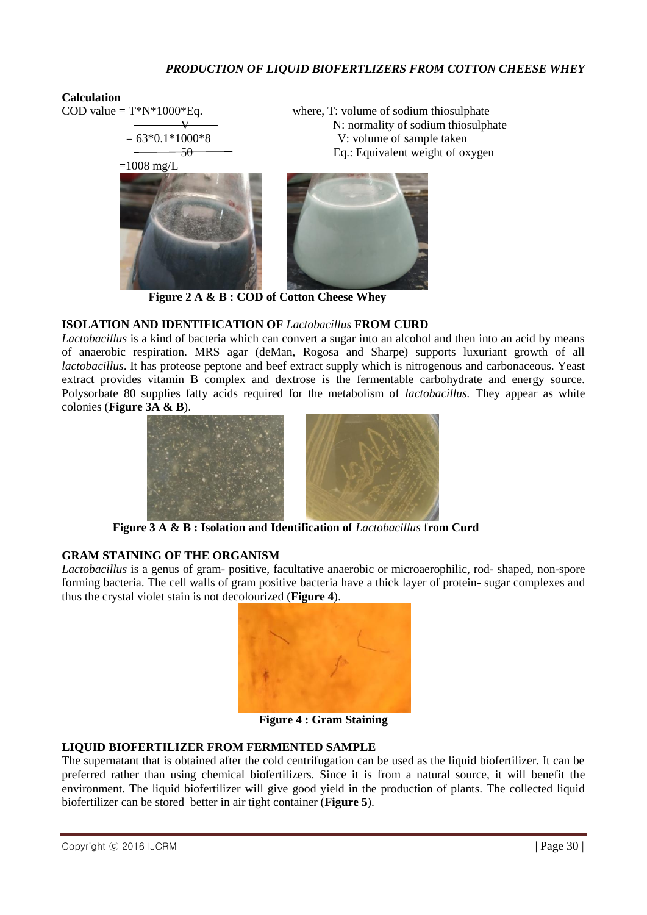**Calculation**

$$\text{COD value} = \frac{T*N*1000*Eq.}{V}$$

$$= \frac{63*0.1*1000*8}{50}$$

$$=1008 \text{ mg/L}$$

where, T: volume of sodium thiosulphate
N: normality of sodium thiosulphate
V: volume of sample taken
Eq.: Equivalent weight of oxygen

**Figure 2 A & B : COD of Cotton Cheese Whey**

**ISOLATION AND IDENTIFICATION OF *Lactobacillus* FROM CURD**

*Lactobacillus* is a kind of bacteria which can convert a sugar into an alcohol and then into an acid by means of anaerobic respiration. MRS agar (deMan, Rogosa and Sharpe) supports luxuriant growth of all *lactobacillus*. It has proteose peptone and beef extract supply which is nitrogenous and carbonaceous. Yeast extract provides vitamin B complex and dextrose is the fermentable carbohydrate and energy source. Polysorbate 80 supplies fatty acids required for the metabolism of *lactobacillus.* They appear as white colonies (**Figure 3A & B**).

**Figure 3 A & B : Isolation and Identification of *Lactobacillus* from Curd**

**GRAM STAINING OF THE ORGANISM**

*Lactobacillus* is a genus of gram- positive, facultative anaerobic or microaerophilic, rod- shaped, non-spore forming bacteria. The cell walls of gram positive bacteria have a thick layer of protein- sugar complexes and thus the crystal violet stain is not decolourized (**Figure 4**).

**Figure 4 : Gram Staining**

**LIQUID BIOFERTILIZER FROM FERMENTED SAMPLE**

The supernatant that is obtained after the cold centrifugation can be used as the liquid biofertilizer. It can be preferred rather than using chemical biofertilizers. Since it is from a natural source, it will benefit the environment. The liquid biofertilizer will give good yield in the production of plants. The collected liquid biofertilizer can be stored better in air tight container (**Figure 5**).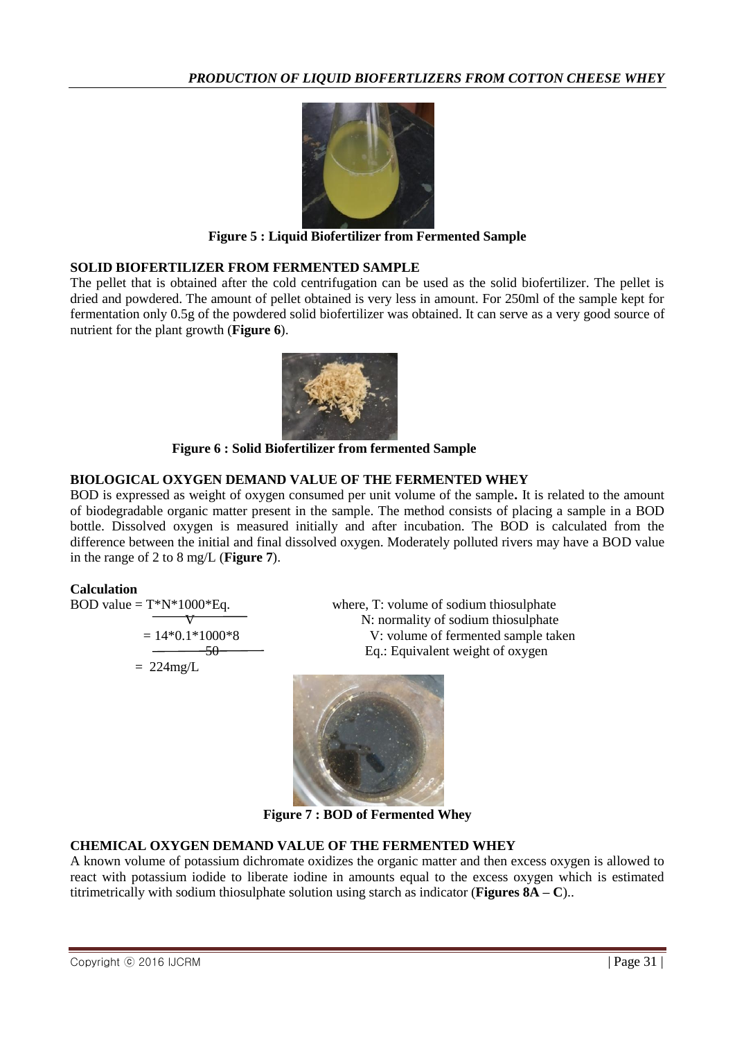Figure 5 : Liquid Biofertilizer from Fermented Sample

## SOLID BIOFERTILIZER FROM FERMENTED SAMPLE

The pellet that is obtained after the cold centrifugation can be used as the solid biofertilizer. The pellet is dried and powdered. The amount of pellet obtained is very less in amount. For 250ml of the sample kept for fermentation only 0.5g of the powdered solid biofertilizer was obtained. It can serve as a very good source of nutrient for the plant growth (**Figure 6**).

Figure 6 : Solid Biofertilizer from fermented Sample

## BIOLOGICAL OXYGEN DEMAND VALUE OF THE FERMENTED WHEY

BOD is expressed as weight of oxygen consumed per unit volume of the sample**.** It is related to the amount of biodegradable organic matter present in the sample. The method consists of placing a sample in a BOD bottle. Dissolved oxygen is measured initially and after incubation. The BOD is calculated from the difference between the initial and final dissolved oxygen. Moderately polluted rivers may have a BOD value in the range of 2 to 8 mg/L (**Figure 7**).

### Calculation

$$\text{BOD value} = \frac{T*N*1000*Eq.}{V}$$

$$= \frac{14*0.1*1000*8}{50}$$

$$= 224 \text{mg/L}$$

where, T: volume of sodium thiosulphate
N: normality of sodium thiosulphate
V: volume of fermented sample taken
Eq.: Equivalent weight of oxygen

Figure 7 : BOD of Fermented Whey

## CHEMICAL OXYGEN DEMAND VALUE OF THE FERMENTED WHEY

A known volume of potassium dichromate oxidizes the organic matter and then excess oxygen is allowed to react with potassium iodide to liberate iodine in amounts equal to the excess oxygen which is estimated titrimetrically with sodium thiosulphate solution using starch as indicator (**Figures 8A – C**)..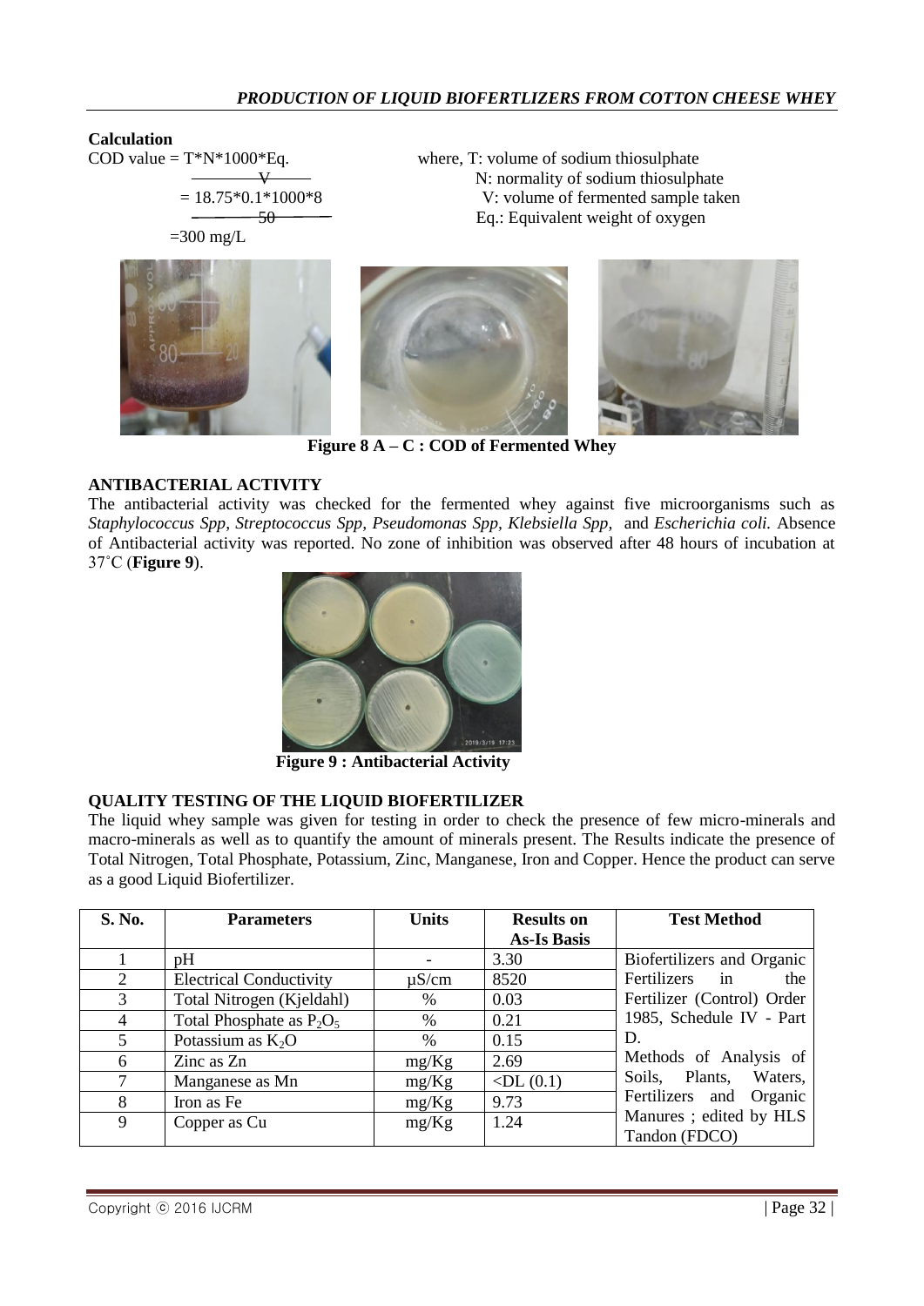**Calculation**

COD value = $\frac{T*N*1000*Eq.}{V}$ where, T: volume of sodium thiosulphate

$= \frac{18.75*0.1*1000*8}{50}$ N: normality of sodium thiosulphate

$=300$ mg/L V: volume of fermented sample taken

Eq.: Equivalent weight of oxygen

**Figure 8 A – C : COD of Fermented Whey**

**ANTIBACTERIAL ACTIVITY**

The antibacterial activity was checked for the fermented whey against five microorganisms such as *Staphylococcus Spp, Streptococcus Spp, Pseudomonas Spp, Klebsiella Spp,* and *Escherichia coli.* Absence of Antibacterial activity was reported. No zone of inhibition was observed after 48 hours of incubation at 37˚C (**Figure 9**).

**Figure 9 : Antibacterial Activity**

**QUALITY TESTING OF THE LIQUID BIOFERTILIZER**

The liquid whey sample was given for testing in order to check the presence of few micro-minerals and macro-minerals as well as to quantify the amount of minerals present. The Results indicate the presence of Total Nitrogen, Total Phosphate, Potassium, Zinc, Manganese, Iron and Copper. Hence the product can serve as a good Liquid Biofertilizer.

| S. No. | Parameters | Units | Results on As-Is Basis | Test Method |
|---|---|---|---|---|
| 1 | pH | - | 3.30 | Biofertilizers and Organic Fertilizers in the Fertilizer (Control) Order 1985, Schedule IV - Part D. Methods of Analysis of Soils, Plants, Waters, Fertilizers and Organic Manures ; edited by HLS Tandon (FDCO) |
| 2 | Electrical Conductivity | μS/cm | 8520 | |
| 3 | Total Nitrogen (Kjeldahl) | % | 0.03 | |
| 4 | Total Phosphate as $P_2O_5$ | % | 0.21 | |
| 5 | Potassium as $K_2O$ | % | 0.15 | |
| 6 | Zinc as Zn | mg/Kg | 2.69 | |
| 7 | Manganese as Mn | mg/Kg | <DL (0.1) | |
| 8 | Iron as Fe | mg/Kg | 9.73 | |
| 9 | Copper as Cu | mg/Kg | 1.24 | |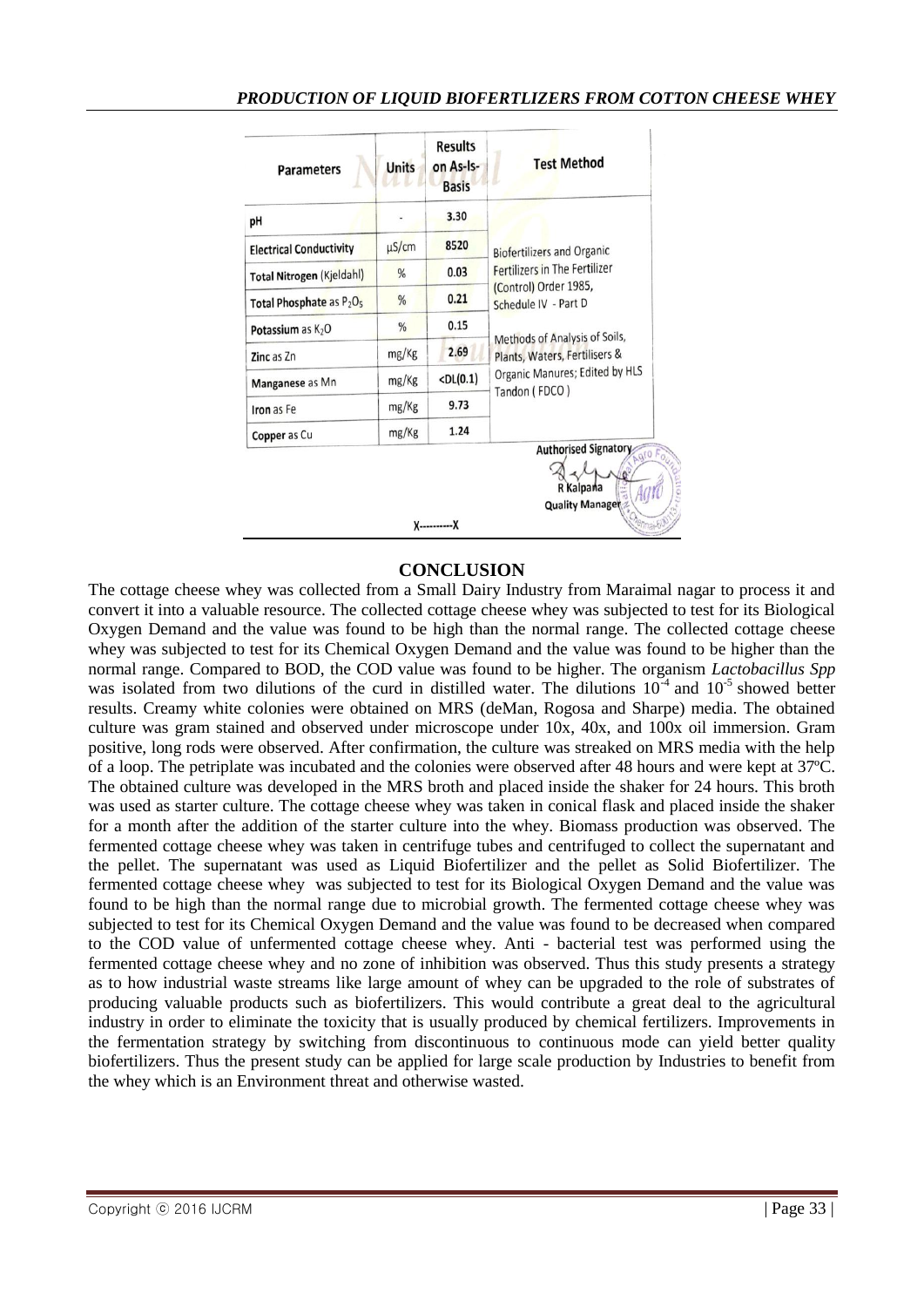| Parameters | Units | Results on As-Is-Basis | Test Method |
|---|---|---|---|
| pH | - | 3.30 | Biofertilizers and Organic Fertilizers in The Fertilizer (Control) Order 1985, Schedule IV - Part D<br><br>Methods of Analysis of Soils, Plants, Waters, Fertilisers & Organic Manures; Edited by HLS Tandon ( FDCO ) |
| Electrical Conductivity | µS/cm | 8520 | |
| Total Nitrogen (Kjeldahl) | % | 0.03 | |
| Total Phosphate as $P_2O_5$ | % | 0.21 | |
| Potassium as $K_2O$ | % | 0.15 | |
| Zinc as Zn | mg/Kg | 2.69 | |
| Manganese as Mn | mg/Kg | <DL(0.1) | |
| Iron as Fe | mg/Kg | 9.73 | |
| Copper as Cu | mg/Kg | 1.24 | |

Authorised Signatory

R Kalpana

Quality Manager

X----------X

## CONCLUSION

The cottage cheese whey was collected from a Small Dairy Industry from Maraimal nagar to process it and convert it into a valuable resource. The collected cottage cheese whey was subjected to test for its Biological Oxygen Demand and the value was found to be high than the normal range. The collected cottage cheese whey was subjected to test for its Chemical Oxygen Demand and the value was found to be higher than the normal range. Compared to BOD, the COD value was found to be higher. The organism *Lactobacillus Spp* was isolated from two dilutions of the curd in distilled water. The dilutions $10^{-4}$ and $10^{-5}$ showed better results. Creamy white colonies were obtained on MRS (deMan, Rogosa and Sharpe) media. The obtained culture was gram stained and observed under microscope under 10x, 40x, and 100x oil immersion. Gram positive, long rods were observed. After confirmation, the culture was streaked on MRS media with the help of a loop. The petriplate was incubated and the colonies were observed after 48 hours and were kept at 37ºC. The obtained culture was developed in the MRS broth and placed inside the shaker for 24 hours. This broth was used as starter culture. The cottage cheese whey was taken in conical flask and placed inside the shaker for a month after the addition of the starter culture into the whey. Biomass production was observed. The fermented cottage cheese whey was taken in centrifuge tubes and centrifuged to collect the supernatant and the pellet. The supernatant was used as Liquid Biofertilizer and the pellet as Solid Biofertilizer. The fermented cottage cheese whey was subjected to test for its Biological Oxygen Demand and the value was found to be high than the normal range due to microbial growth. The fermented cottage cheese whey was subjected to test for its Chemical Oxygen Demand and the value was found to be decreased when compared to the COD value of unfermented cottage cheese whey. Anti - bacterial test was performed using the fermented cottage cheese whey and no zone of inhibition was observed. Thus this study presents a strategy as to how industrial waste streams like large amount of whey can be upgraded to the role of substrates of producing valuable products such as biofertilizers. This would contribute a great deal to the agricultural industry in order to eliminate the toxicity that is usually produced by chemical fertilizers. Improvements in the fermentation strategy by switching from discontinuous to continuous mode can yield better quality biofertilizers. Thus the present study can be applied for large scale production by Industries to benefit from the whey which is an Environment threat and otherwise wasted.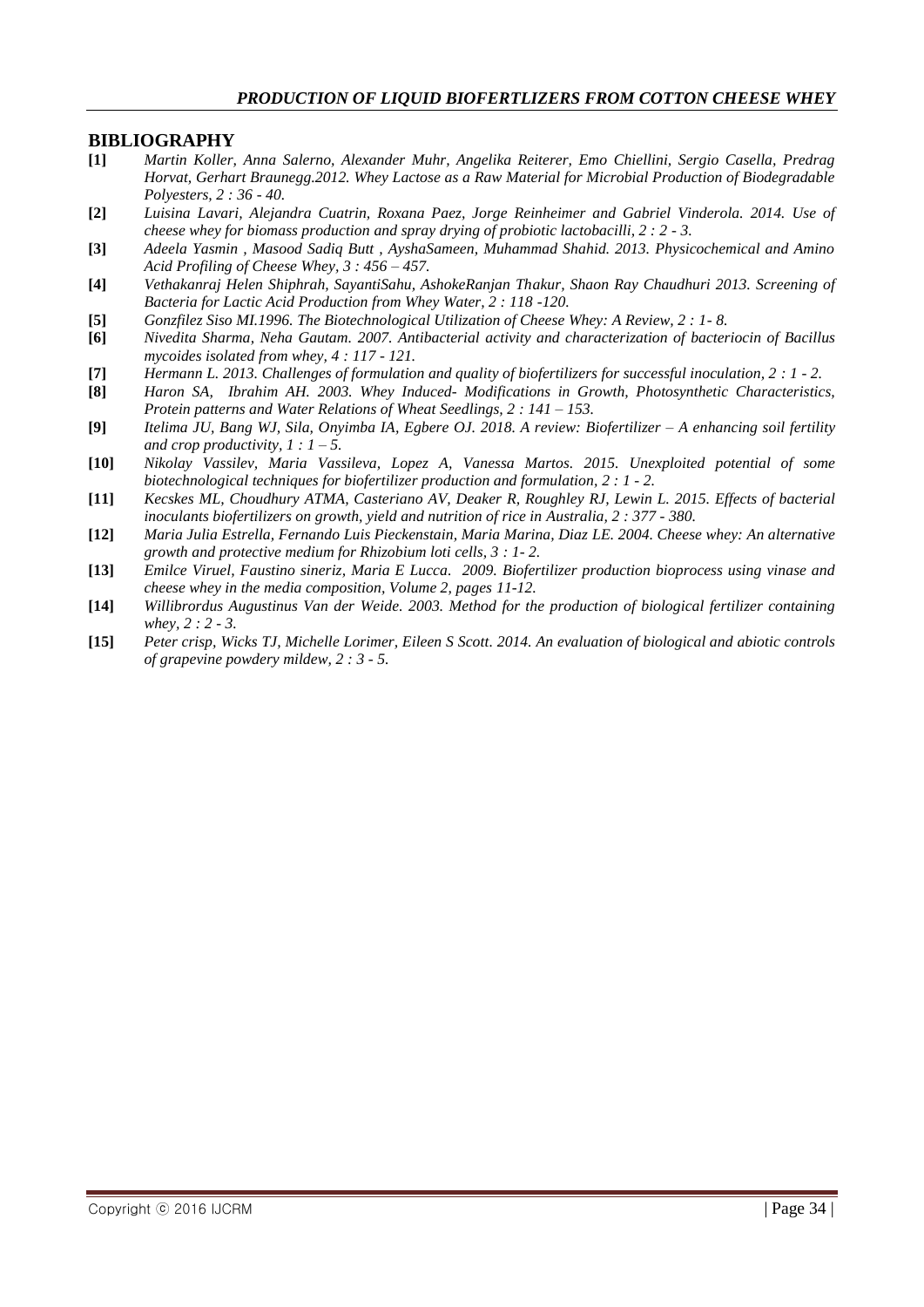## BIBLIOGRAPHY

**[1]** *Martin Koller, Anna Salerno, Alexander Muhr, Angelika Reiterer, Emo Chiellini, Sergio Casella, Predrag Horvat, Gerhart Braunegg.2012. Whey Lactose as a Raw Material for Microbial Production of Biodegradable Polyesters, 2 : 36 - 40.*

**[2]** *Luisina Lavari, Alejandra Cuatrin, Roxana Paez, Jorge Reinheimer and Gabriel Vinderola. 2014. Use of cheese whey for biomass production and spray drying of probiotic lactobacilli, 2 : 2 - 3.*

**[3]** *Adeela Yasmin , Masood Sadiq Butt , AyshaSameen, Muhammad Shahid. 2013. Physicochemical and Amino Acid Profiling of Cheese Whey, 3 : 456 – 457.*

**[4]** *Vethakanraj Helen Shiphrah, SayantiSahu, AshokeRanjan Thakur, Shaon Ray Chaudhuri 2013. Screening of Bacteria for Lactic Acid Production from Whey Water, 2 : 118 -120.*

**[5]** *Gonzfilez Siso MI.1996. The Biotechnological Utilization of Cheese Whey: A Review, 2 : 1- 8.*

**[6]** *Nivedita Sharma, Neha Gautam. 2007. Antibacterial activity and characterization of bacteriocin of Bacillus mycoides isolated from whey, 4 : 117 - 121.*

**[7]** *Hermann L. 2013. Challenges of formulation and quality of biofertilizers for successful inoculation, 2 : 1 - 2.*

**[8]** *Haron SA, Ibrahim AH. 2003. Whey Induced- Modifications in Growth, Photosynthetic Characteristics, Protein patterns and Water Relations of Wheat Seedlings, 2 : 141 – 153.*

**[9]** *Itelima JU, Bang WJ, Sila, Onyimba IA, Egbere OJ. 2018. A review: Biofertilizer – A enhancing soil fertility and crop productivity, 1 : 1 – 5.*

**[10]** *Nikolay Vassilev, Maria Vassileva, Lopez A, Vanessa Martos. 2015. Unexploited potential of some biotechnological techniques for biofertilizer production and formulation, 2 : 1 - 2.*

**[11]** *Kecskes ML, Choudhury ATMA, Casteriano AV, Deaker R, Roughley RJ, Lewin L. 2015. Effects of bacterial inoculants biofertilizers on growth, yield and nutrition of rice in Australia, 2 : 377 - 380.*

**[12]** *Maria Julia Estrella, Fernando Luis Pieckenstain, Maria Marina, Diaz LE. 2004. Cheese whey: An alternative growth and protective medium for Rhizobium loti cells, 3 : 1- 2.*

**[13]** *Emilce Viruel, Faustino sineriz, Maria E Lucca. 2009. Biofertilizer production bioprocess using vinase and cheese whey in the media composition, Volume 2, pages 11-12.*

**[14]** *Willibrordus Augustinus Van der Weide. 2003. Method for the production of biological fertilizer containing whey, 2 : 2 - 3.*

**[15]** *Peter crisp, Wicks TJ, Michelle Lorimer, Eileen S Scott. 2014. An evaluation of biological and abiotic controls of grapevine powdery mildew, 2 : 3 - 5.*